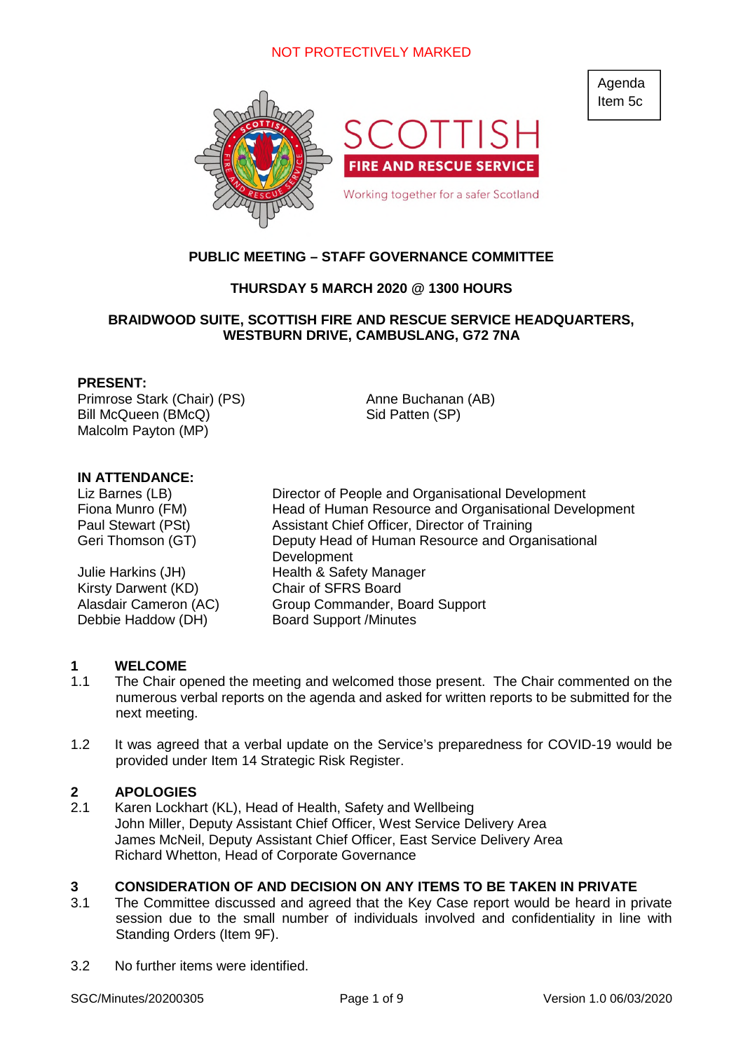NOT PROTECTIVELY MARKED

Agenda Item 5c

SCOTTISH FIRE AND RESCUE SERVICE

Working together for a safer Scotland

**PUBLIC MEETING – STAFF GOVERNANCE COMMITTEE**

**THURSDAY 5 MARCH 2020 @ 1300 HOURS**

**BRAIDWOOD SUITE, SCOTTISH FIRE AND RESCUE SERVICE HEADQUARTERS, WESTBURN DRIVE, CAMBUSLANG, G72 7NA**

**PRESENT:**

Primrose Stark (Chair) (PS)
Bill McQueen (BMcQ)
Malcolm Payton (MP)
Anne Buchanan (AB)
Sid Patten (SP)

**IN ATTENDANCE:**

| | |
|---|---|
| Liz Barnes (LB) | Director of People and Organisational Development |
| Fiona Munro (FM) | Head of Human Resource and Organisational Development |
| Paul Stewart (PSt) | Assistant Chief Officer, Director of Training |
| Geri Thomson (GT) | Deputy Head of Human Resource and Organisational Development |
| Julie Harkins (JH) | Health & Safety Manager |
| Kirsty Darwent (KD) | Chair of SFRS Board |
| Alasdair Cameron (AC) | Group Commander, Board Support |
| Debbie Haddow (DH) | Board Support /Minutes |

## 1 WELCOME

1.1 The Chair opened the meeting and welcomed those present. The Chair commented on the numerous verbal reports on the agenda and asked for written reports to be submitted for the next meeting.

1.2 It was agreed that a verbal update on the Service's preparedness for COVID-19 would be provided under Item 14 Strategic Risk Register.

## 2 APOLOGIES

2.1 Karen Lockhart (KL), Head of Health, Safety and Wellbeing
John Miller, Deputy Assistant Chief Officer, West Service Delivery Area
James McNeil, Deputy Assistant Chief Officer, East Service Delivery Area
Richard Whetton, Head of Corporate Governance

## 3 CONSIDERATION OF AND DECISION ON ANY ITEMS TO BE TAKEN IN PRIVATE

3.1 The Committee discussed and agreed that the Key Case report would be heard in private session due to the small number of individuals involved and confidentiality in line with Standing Orders (Item 9F).

3.2 No further items were identified.

SGC/Minutes/20200305 Version 1.0 06/03/2020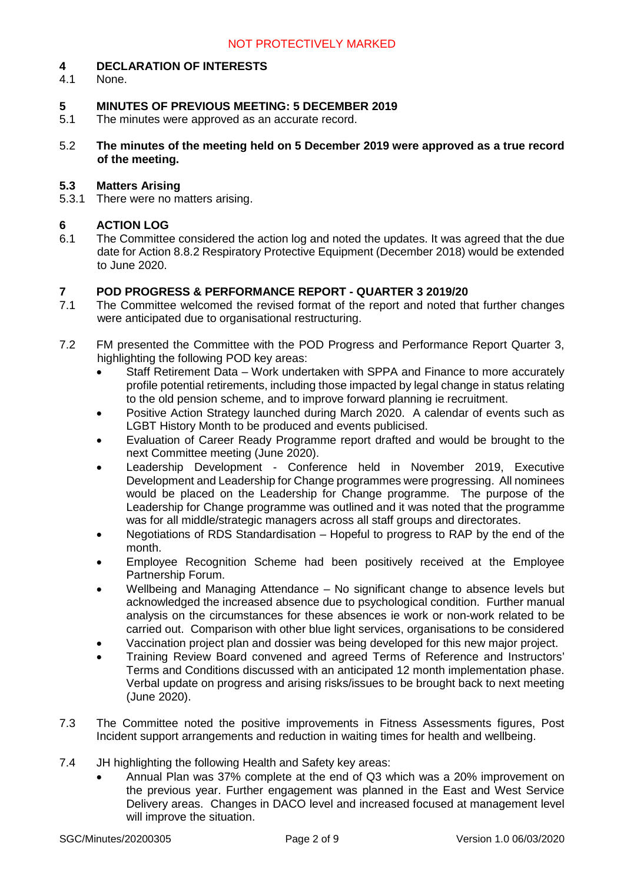## 4 DECLARATION OF INTERESTS

4.1 None.

## 5 MINUTES OF PREVIOUS MEETING: 5 DECEMBER 2019

5.1 The minutes were approved as an accurate record.

5.2 **The minutes of the meeting held on 5 December 2019 were approved as a true record of the meeting.**

### 5.3 Matters Arising

5.3.1 There were no matters arising.

## 6 ACTION LOG

6.1 The Committee considered the action log and noted the updates. It was agreed that the due date for Action 8.8.2 Respiratory Protective Equipment (December 2018) would be extended to June 2020.

## 7 POD PROGRESS & PERFORMANCE REPORT - QUARTER 3 2019/20

7.1 The Committee welcomed the revised format of the report and noted that further changes were anticipated due to organisational restructuring.

7.2 FM presented the Committee with the POD Progress and Performance Report Quarter 3, highlighting the following POD key areas:

- Staff Retirement Data – Work undertaken with SPPA and Finance to more accurately profile potential retirements, including those impacted by legal change in status relating to the old pension scheme, and to improve forward planning ie recruitment.
- Positive Action Strategy launched during March 2020. A calendar of events such as LGBT History Month to be produced and events publicised.
- Evaluation of Career Ready Programme report drafted and would be brought to the next Committee meeting (June 2020).
- Leadership Development - Conference held in November 2019, Executive Development and Leadership for Change programmes were progressing. All nominees would be placed on the Leadership for Change programme. The purpose of the Leadership for Change programme was outlined and it was noted that the programme was for all middle/strategic managers across all staff groups and directorates.
- Negotiations of RDS Standardisation – Hopeful to progress to RAP by the end of the month.
- Employee Recognition Scheme had been positively received at the Employee Partnership Forum.
- Wellbeing and Managing Attendance – No significant change to absence levels but acknowledged the increased absence due to psychological condition. Further manual analysis on the circumstances for these absences ie work or non-work related to be carried out. Comparison with other blue light services, organisations to be considered
- Vaccination project plan and dossier was being developed for this new major project.
- Training Review Board convened and agreed Terms of Reference and Instructors' Terms and Conditions discussed with an anticipated 12 month implementation phase. Verbal update on progress and arising risks/issues to be brought back to next meeting (June 2020).

7.3 The Committee noted the positive improvements in Fitness Assessments figures, Post Incident support arrangements and reduction in waiting times for health and wellbeing.

7.4 JH highlighting the following Health and Safety key areas:

- Annual Plan was 37% complete at the end of Q3 which was a 20% improvement on the previous year. Further engagement was planned in the East and West Service Delivery areas. Changes in DACO level and increased focused at management level will improve the situation.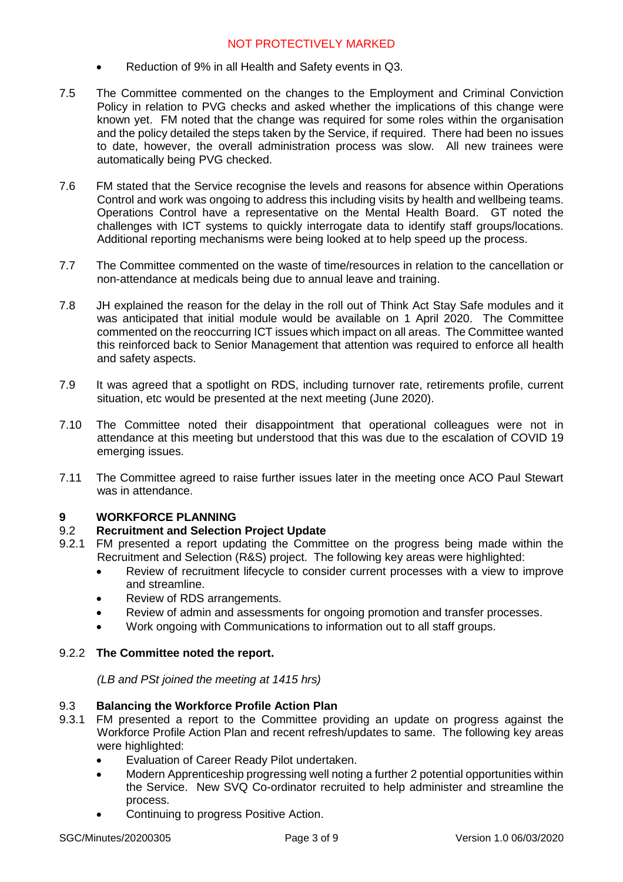- Reduction of 9% in all Health and Safety events in Q3.

7.5 The Committee commented on the changes to the Employment and Criminal Conviction Policy in relation to PVG checks and asked whether the implications of this change were known yet. FM noted that the change was required for some roles within the organisation and the policy detailed the steps taken by the Service, if required. There had been no issues to date, however, the overall administration process was slow. All new trainees were automatically being PVG checked.

7.6 FM stated that the Service recognise the levels and reasons for absence within Operations Control and work was ongoing to address this including visits by health and wellbeing teams. Operations Control have a representative on the Mental Health Board. GT noted the challenges with ICT systems to quickly interrogate data to identify staff groups/locations. Additional reporting mechanisms were being looked at to help speed up the process.

7.7 The Committee commented on the waste of time/resources in relation to the cancellation or non-attendance at medicals being due to annual leave and training.

7.8 JH explained the reason for the delay in the roll out of Think Act Stay Safe modules and it was anticipated that initial module would be available on 1 April 2020. The Committee commented on the reoccurring ICT issues which impact on all areas. The Committee wanted this reinforced back to Senior Management that attention was required to enforce all health and safety aspects.

7.9 It was agreed that a spotlight on RDS, including turnover rate, retirements profile, current situation, etc would be presented at the next meeting (June 2020).

7.10 The Committee noted their disappointment that operational colleagues were not in attendance at this meeting but understood that this was due to the escalation of COVID 19 emerging issues.

7.11 The Committee agreed to raise further issues later in the meeting once ACO Paul Stewart was in attendance.

## 9 WORKFORCE PLANNING

### 9.2 Recruitment and Selection Project Update

9.2.1 FM presented a report updating the Committee on the progress being made within the Recruitment and Selection (R&S) project. The following key areas were highlighted:

- Review of recruitment lifecycle to consider current processes with a view to improve and streamline.
- Review of RDS arrangements.
- Review of admin and assessments for ongoing promotion and transfer processes.
- Work ongoing with Communications to information out to all staff groups.

9.2.2 **The Committee noted the report.**

*(LB and PSt joined the meeting at 1415 hrs)*

### 9.3 Balancing the Workforce Profile Action Plan

9.3.1 FM presented a report to the Committee providing an update on progress against the Workforce Profile Action Plan and recent refresh/updates to same. The following key areas were highlighted:

- Evaluation of Career Ready Pilot undertaken.
- Modern Apprenticeship progressing well noting a further 2 potential opportunities within the Service. New SVQ Co-ordinator recruited to help administer and streamline the process.
- Continuing to progress Positive Action.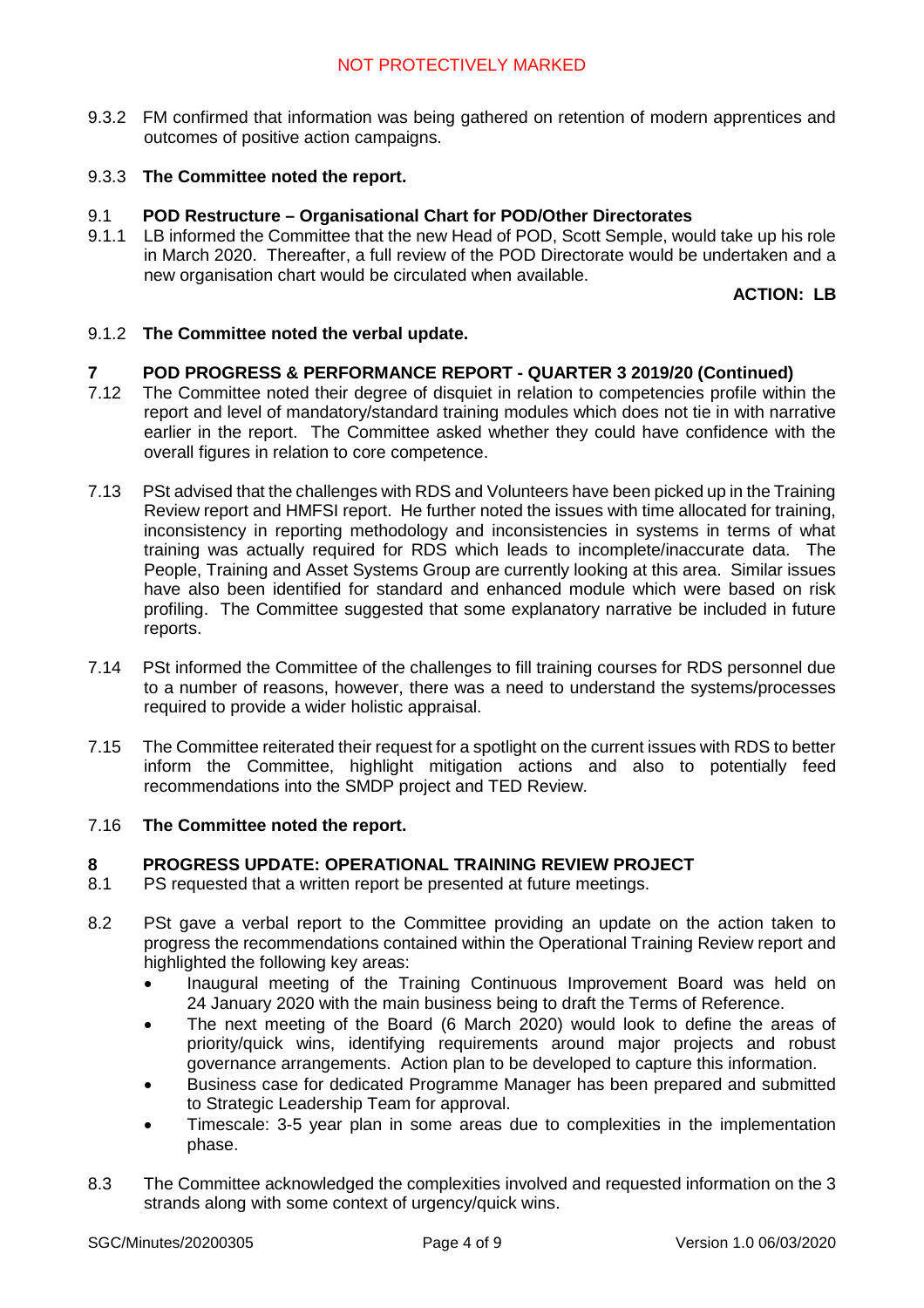9.3.2 FM confirmed that information was being gathered on retention of modern apprentices and outcomes of positive action campaigns.

9.3.3 **The Committee noted the report.**

9.1 **POD Restructure – Organisational Chart for POD/Other Directorates**

9.1.1 LB informed the Committee that the new Head of POD, Scott Semple, would take up his role in March 2020. Thereafter, a full review of the POD Directorate would be undertaken and a new organisation chart would be circulated when available.

**ACTION: LB**

9.1.2 **The Committee noted the verbal update.**

## 7 POD PROGRESS & PERFORMANCE REPORT - QUARTER 3 2019/20 (Continued)

7.12 The Committee noted their degree of disquiet in relation to competencies profile within the report and level of mandatory/standard training modules which does not tie in with narrative earlier in the report. The Committee asked whether they could have confidence with the overall figures in relation to core competence.

7.13 PSt advised that the challenges with RDS and Volunteers have been picked up in the Training Review report and HMFSI report. He further noted the issues with time allocated for training, inconsistency in reporting methodology and inconsistencies in systems in terms of what training was actually required for RDS which leads to incomplete/inaccurate data. The People, Training and Asset Systems Group are currently looking at this area. Similar issues have also been identified for standard and enhanced module which were based on risk profiling. The Committee suggested that some explanatory narrative be included in future reports.

7.14 PSt informed the Committee of the challenges to fill training courses for RDS personnel due to a number of reasons, however, there was a need to understand the systems/processes required to provide a wider holistic appraisal.

7.15 The Committee reiterated their request for a spotlight on the current issues with RDS to better inform the Committee, highlight mitigation actions and also to potentially feed recommendations into the SMDP project and TED Review.

7.16 **The Committee noted the report.**

## 8 PROGRESS UPDATE: OPERATIONAL TRAINING REVIEW PROJECT

8.1 PS requested that a written report be presented at future meetings.

8.2 PSt gave a verbal report to the Committee providing an update on the action taken to progress the recommendations contained within the Operational Training Review report and highlighted the following key areas:

- Inaugural meeting of the Training Continuous Improvement Board was held on 24 January 2020 with the main business being to draft the Terms of Reference.
- The next meeting of the Board (6 March 2020) would look to define the areas of priority/quick wins, identifying requirements around major projects and robust governance arrangements. Action plan to be developed to capture this information.
- Business case for dedicated Programme Manager has been prepared and submitted to Strategic Leadership Team for approval.
- Timescale: 3-5 year plan in some areas due to complexities in the implementation phase.

8.3 The Committee acknowledged the complexities involved and requested information on the 3 strands along with some context of urgency/quick wins.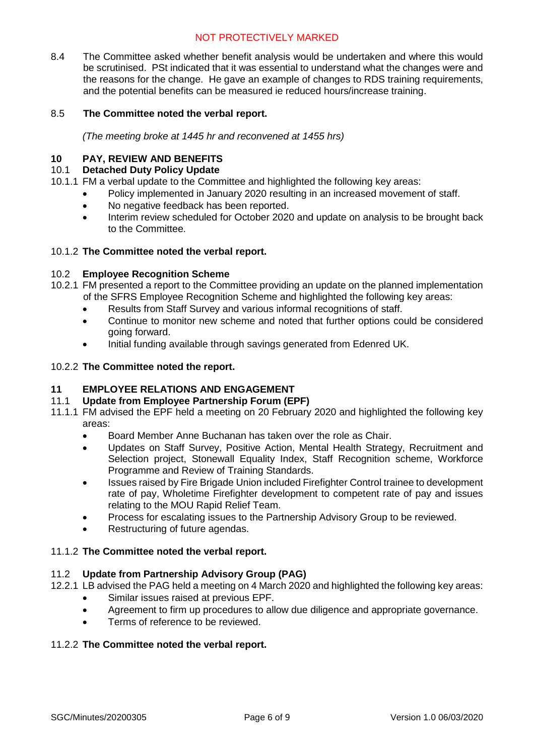8.4 The Committee asked whether benefit analysis would be undertaken and where this would be scrutinised. PSt indicated that it was essential to understand what the changes were and the reasons for the change. He gave an example of changes to RDS training requirements, and the potential benefits can be measured ie reduced hours/increase training.

8.5 **The Committee noted the verbal report.**

*(The meeting broke at 1445 hr and reconvened at 1455 hrs)*

## 10 PAY, REVIEW AND BENEFITS

### 10.1 Detached Duty Policy Update

10.1.1 FM a verbal update to the Committee and highlighted the following key areas:

- Policy implemented in January 2020 resulting in an increased movement of staff.
- No negative feedback has been reported.
- Interim review scheduled for October 2020 and update on analysis to be brought back to the Committee.

10.1.2 **The Committee noted the verbal report.**

### 10.2 Employee Recognition Scheme

10.2.1 FM presented a report to the Committee providing an update on the planned implementation of the SFRS Employee Recognition Scheme and highlighted the following key areas:

- Results from Staff Survey and various informal recognitions of staff.
- Continue to monitor new scheme and noted that further options could be considered going forward.
- Initial funding available through savings generated from Edenred UK.

10.2.2 **The Committee noted the report.**

## 11 EMPLOYEE RELATIONS AND ENGAGEMENT

### 11.1 Update from Employee Partnership Forum (EPF)

11.1.1 FM advised the EPF held a meeting on 20 February 2020 and highlighted the following key areas:

- Board Member Anne Buchanan has taken over the role as Chair.
- Updates on Staff Survey, Positive Action, Mental Health Strategy, Recruitment and Selection project, Stonewall Equality Index, Staff Recognition scheme, Workforce Programme and Review of Training Standards.
- Issues raised by Fire Brigade Union included Firefighter Control trainee to development rate of pay, Wholetime Firefighter development to competent rate of pay and issues relating to the MOU Rapid Relief Team.
- Process for escalating issues to the Partnership Advisory Group to be reviewed.
- Restructuring of future agendas.

11.1.2 **The Committee noted the verbal report.**

### 11.2 Update from Partnership Advisory Group (PAG)

12.2.1 LB advised the PAG held a meeting on 4 March 2020 and highlighted the following key areas:

- Similar issues raised at previous EPF.
- Agreement to firm up procedures to allow due diligence and appropriate governance.
- Terms of reference to be reviewed.

11.2.2 **The Committee noted the verbal report.**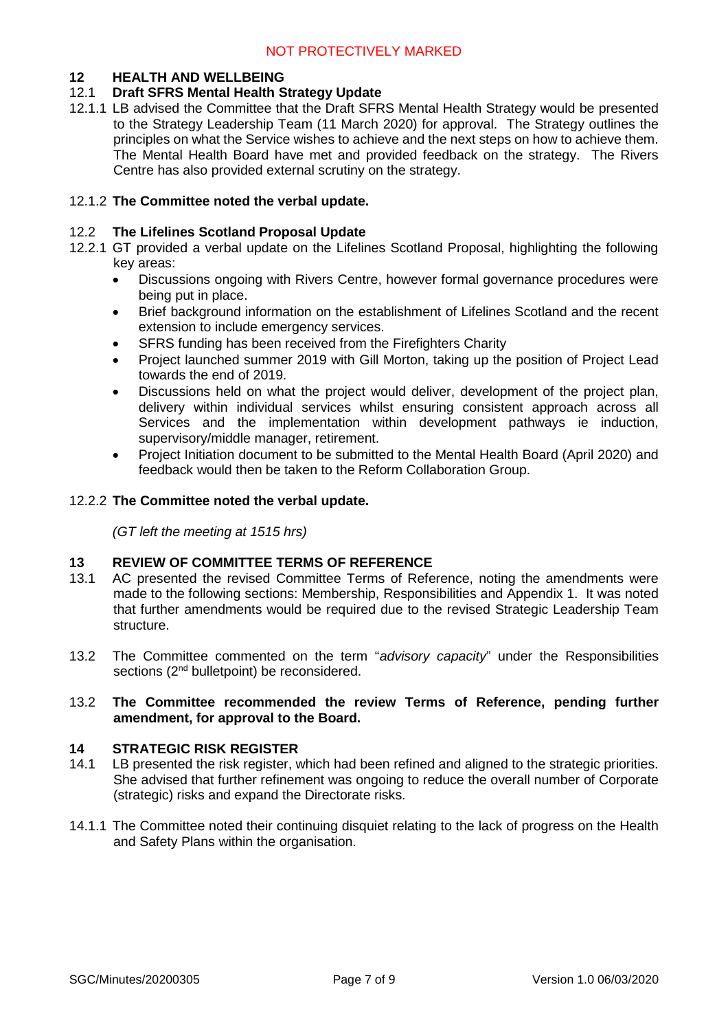## 12 HEALTH AND WELLBEING

### 12.1 Draft SFRS Mental Health Strategy Update

12.1.1 LB advised the Committee that the Draft SFRS Mental Health Strategy would be presented to the Strategy Leadership Team (11 March 2020) for approval. The Strategy outlines the principles on what the Service wishes to achieve and the next steps on how to achieve them. The Mental Health Board have met and provided feedback on the strategy. The Rivers Centre has also provided external scrutiny on the strategy.

12.1.2 **The Committee noted the verbal update.**

### 12.2 The Lifelines Scotland Proposal Update

12.2.1 GT provided a verbal update on the Lifelines Scotland Proposal, highlighting the following key areas:

- Discussions ongoing with Rivers Centre, however formal governance procedures were being put in place.
- Brief background information on the establishment of Lifelines Scotland and the recent extension to include emergency services.
- SFRS funding has been received from the Firefighters Charity
- Project launched summer 2019 with Gill Morton, taking up the position of Project Lead towards the end of 2019.
- Discussions held on what the project would deliver, development of the project plan, delivery within individual services whilst ensuring consistent approach across all Services and the implementation within development pathways ie induction, supervisory/middle manager, retirement.
- Project Initiation document to be submitted to the Mental Health Board (April 2020) and feedback would then be taken to the Reform Collaboration Group.

12.2.2 **The Committee noted the verbal update.**

*(GT left the meeting at 1515 hrs)*

## 13 REVIEW OF COMMITTEE TERMS OF REFERENCE

13.1 AC presented the revised Committee Terms of Reference, noting the amendments were made to the following sections: Membership, Responsibilities and Appendix 1. It was noted that further amendments would be required due to the revised Strategic Leadership Team structure.

13.2 The Committee commented on the term "*advisory capacity*" under the Responsibilities sections (2nd bulletpoint) be reconsidered.

13.2 **The Committee recommended the review Terms of Reference, pending further amendment, for approval to the Board.**

## 14 STRATEGIC RISK REGISTER

14.1 LB presented the risk register, which had been refined and aligned to the strategic priorities. She advised that further refinement was ongoing to reduce the overall number of Corporate (strategic) risks and expand the Directorate risks.

14.1.1 The Committee noted their continuing disquiet relating to the lack of progress on the Health and Safety Plans within the organisation.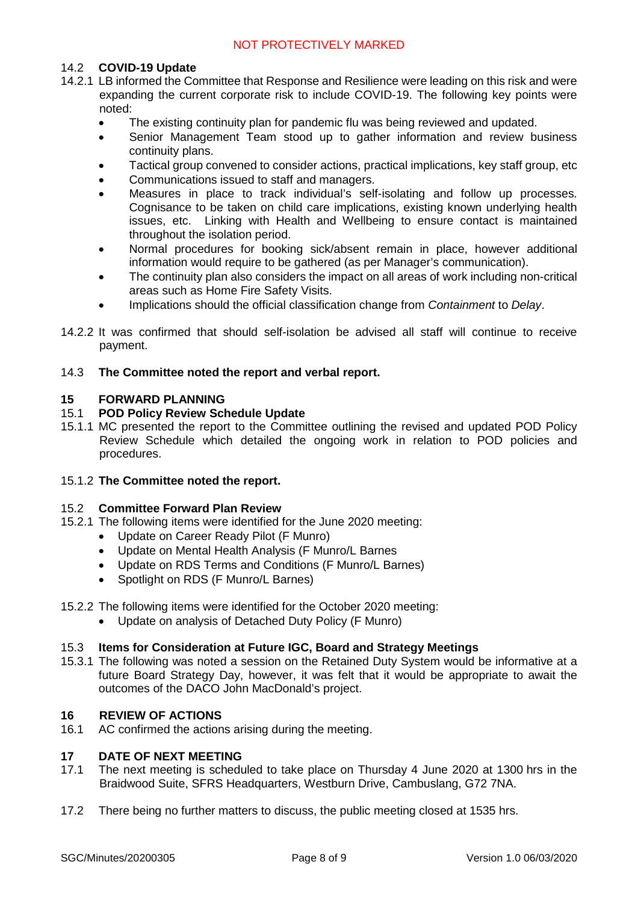### 14.2 COVID-19 Update

14.2.1 LB informed the Committee that Response and Resilience were leading on this risk and were expanding the current corporate risk to include COVID-19. The following key points were noted:

- The existing continuity plan for pandemic flu was being reviewed and updated.
- Senior Management Team stood up to gather information and review business continuity plans.
- Tactical group convened to consider actions, practical implications, key staff group, etc
- Communications issued to staff and managers.
- Measures in place to track individual's self-isolating and follow up processes. Cognisance to be taken on child care implications, existing known underlying health issues, etc. Linking with Health and Wellbeing to ensure contact is maintained throughout the isolation period.
- Normal procedures for booking sick/absent remain in place, however additional information would require to be gathered (as per Manager's communication).
- The continuity plan also considers the impact on all areas of work including non-critical areas such as Home Fire Safety Visits.
- Implications should the official classification change from *Containment* to *Delay*.

14.2.2 It was confirmed that should self-isolation be advised all staff will continue to receive payment.

14.3 **The Committee noted the report and verbal report.**

## 15 FORWARD PLANNING

### 15.1 POD Policy Review Schedule Update

15.1.1 MC presented the report to the Committee outlining the revised and updated POD Policy Review Schedule which detailed the ongoing work in relation to POD policies and procedures.

15.1.2 **The Committee noted the report.**

### 15.2 Committee Forward Plan Review

15.2.1 The following items were identified for the June 2020 meeting:

- Update on Career Ready Pilot (F Munro)
- Update on Mental Health Analysis (F Munro/L Barnes
- Update on RDS Terms and Conditions (F Munro/L Barnes)
- Spotlight on RDS (F Munro/L Barnes)

15.2.2 The following items were identified for the October 2020 meeting:

- Update on analysis of Detached Duty Policy (F Munro)

### 15.3 Items for Consideration at Future IGC, Board and Strategy Meetings

15.3.1 The following was noted a session on the Retained Duty System would be informative at a future Board Strategy Day, however, it was felt that it would be appropriate to await the outcomes of the DACO John MacDonald's project.

## 16 REVIEW OF ACTIONS

16.1 AC confirmed the actions arising during the meeting.

## 17 DATE OF NEXT MEETING

17.1 The next meeting is scheduled to take place on Thursday 4 June 2020 at 1300 hrs in the Braidwood Suite, SFRS Headquarters, Westburn Drive, Cambuslang, G72 7NA.

17.2 There being no further matters to discuss, the public meeting closed at 1535 hrs.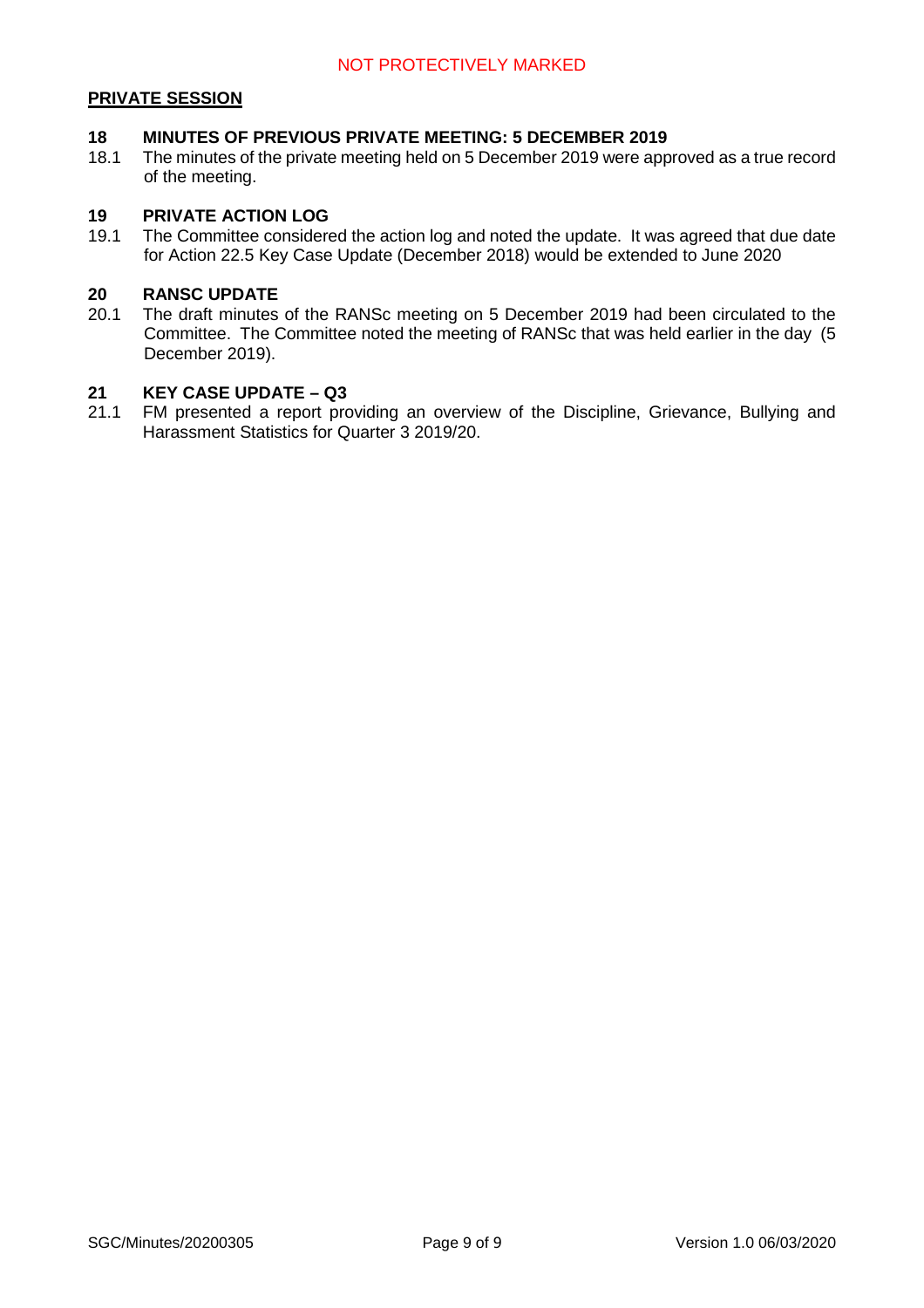**PRIVATE SESSION**

**18 MINUTES OF PREVIOUS PRIVATE MEETING: 5 DECEMBER 2019**

18.1 The minutes of the private meeting held on 5 December 2019 were approved as a true record of the meeting.

**19 PRIVATE ACTION LOG**

19.1 The Committee considered the action log and noted the update. It was agreed that due date for Action 22.5 Key Case Update (December 2018) would be extended to June 2020

**20 RANSC UPDATE**

20.1 The draft minutes of the RANSc meeting on 5 December 2019 had been circulated to the Committee. The Committee noted the meeting of RANSc that was held earlier in the day (5 December 2019).

**21 KEY CASE UPDATE – Q3**

21.1 FM presented a report providing an overview of the Discipline, Grievance, Bullying and Harassment Statistics for Quarter 3 2019/20.